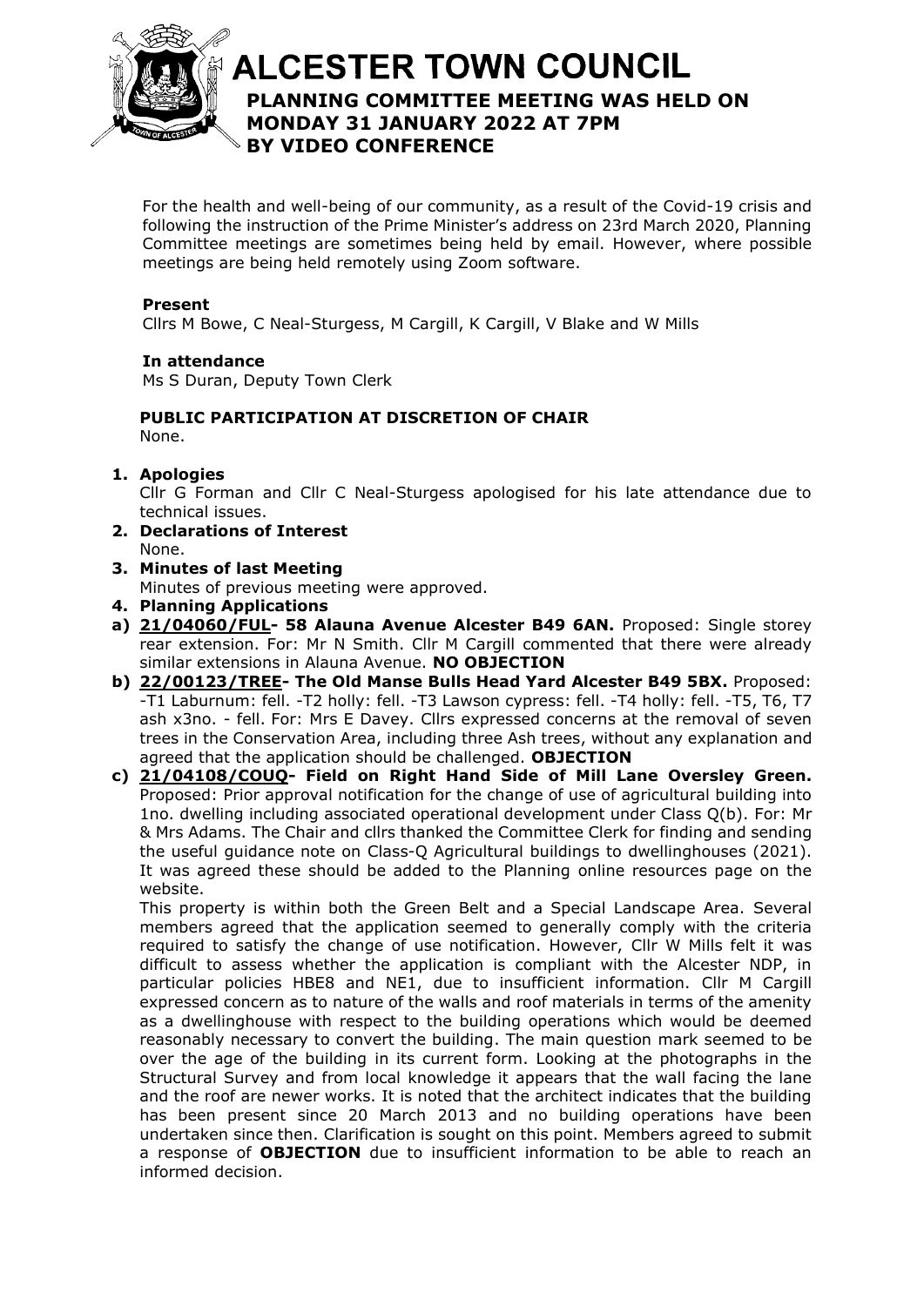# ALCESTER TOWN COUNCIL

## PLANNING COMMITTEE MEETING WAS HELD ON MONDAY 31 JANUARY 2022 AT 7PM BY VIDEO CONFERENCE

For the health and well-being of our community, as a result of the Covid-19 crisis and following the instruction of the Prime Minister's address on 23rd March 2020, Planning Committee meetings are sometimes being held by email. However, where possible meetings are being held remotely using Zoom software.

**Present**

Cllrs M Bowe, C Neal-Sturgess, M Cargill, K Cargill, V Blake and W Mills

**In attendance**

Ms S Duran, Deputy Town Clerk

**PUBLIC PARTICIPATION AT DISCRETION OF CHAIR**

None.

1. **Apologies**
   Cllr G Forman and Cllr C Neal-Sturgess apologised for his late attendance due to technical issues.
2. **Declarations of Interest**
   None.
3. **Minutes of last Meeting**
   Minutes of previous meeting were approved.
4. **Planning Applications**

a) **21/04060/FUL- 58 Alauna Avenue Alcester B49 6AN.** Proposed: Single storey rear extension. For: Mr N Smith. Cllr M Cargill commented that there were already similar extensions in Alauna Avenue. **NO OBJECTION**

b) **22/00123/TREE- The Old Manse Bulls Head Yard Alcester B49 5BX.** Proposed: -T1 Laburnum: fell. -T2 holly: fell. -T3 Lawson cypress: fell. -T4 holly: fell. -T5, T6, T7 ash x3no. - fell. For: Mrs E Davey. Cllrs expressed concerns at the removal of seven trees in the Conservation Area, including three Ash trees, without any explanation and agreed that the application should be challenged. **OBJECTION**

c) **21/04108/COUQ- Field on Right Hand Side of Mill Lane Oversley Green.** Proposed: Prior approval notification for the change of use of agricultural building into 1no. dwelling including associated operational development under Class Q(b). For: Mr & Mrs Adams. The Chair and cllrs thanked the Committee Clerk for finding and sending the useful guidance note on Class-Q Agricultural buildings to dwellinghouses (2021). It was agreed these should be added to the Planning online resources page on the website.

This property is within both the Green Belt and a Special Landscape Area. Several members agreed that the application seemed to generally comply with the criteria required to satisfy the change of use notification. However, Cllr W Mills felt it was difficult to assess whether the application is compliant with the Alcester NDP, in particular policies HBE8 and NE1, due to insufficient information. Cllr M Cargill expressed concern as to nature of the walls and roof materials in terms of the amenity as a dwellinghouse with respect to the building operations which would be deemed reasonably necessary to convert the building. The main question mark seemed to be over the age of the building in its current form. Looking at the photographs in the Structural Survey and from local knowledge it appears that the wall facing the lane and the roof are newer works. It is noted that the architect indicates that the building has been present since 20 March 2013 and no building operations have been undertaken since then. Clarification is sought on this point. Members agreed to submit a response of **OBJECTION** due to insufficient information to be able to reach an informed decision.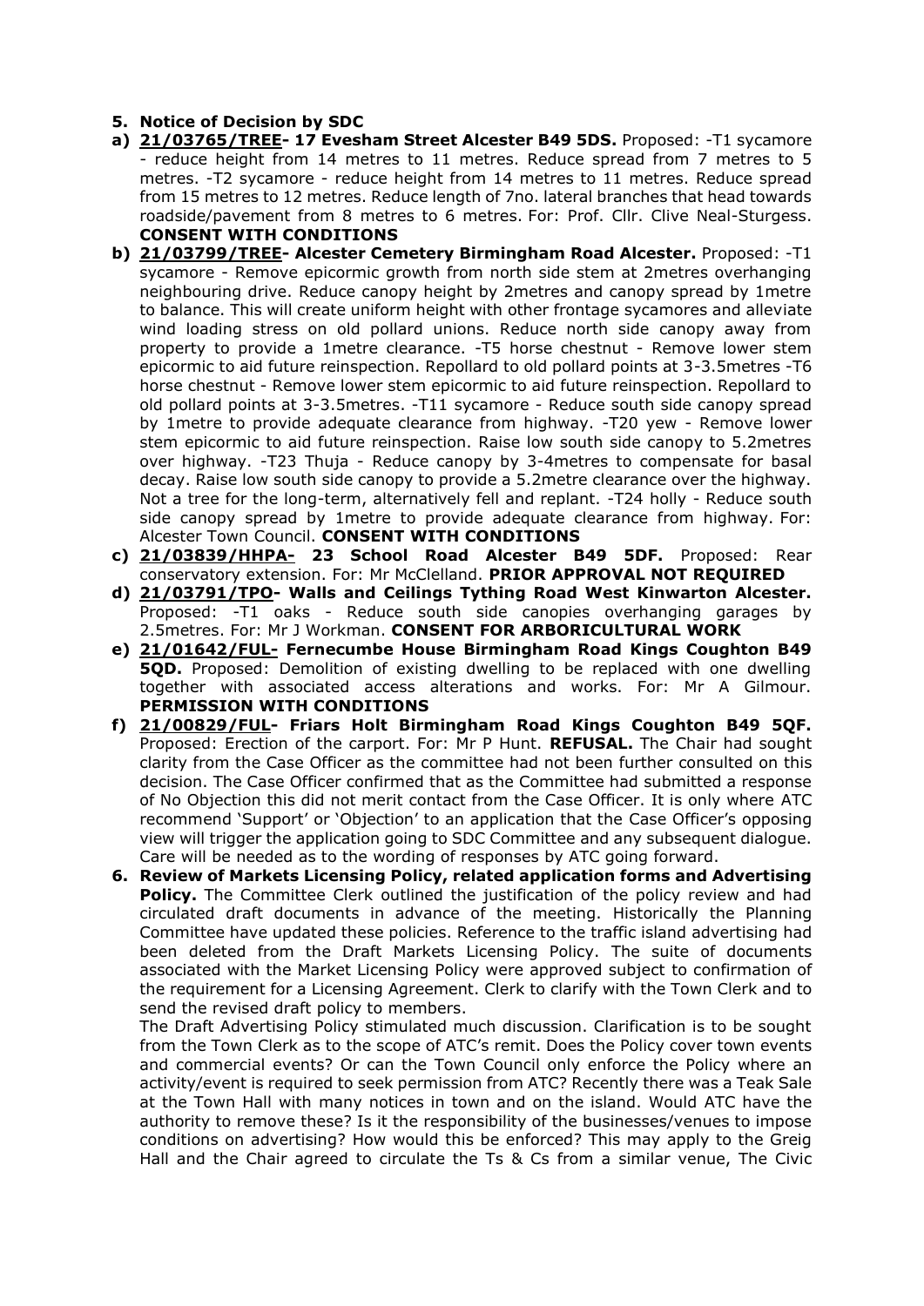**5. Notice of Decision by SDC**

**a) 21/03765/TREE- 17 Evesham Street Alcester B49 5DS.** Proposed: -T1 sycamore - reduce height from 14 metres to 11 metres. Reduce spread from 7 metres to 5 metres. -T2 sycamore - reduce height from 14 metres to 11 metres. Reduce spread from 15 metres to 12 metres. Reduce length of 7no. lateral branches that head towards roadside/pavement from 8 metres to 6 metres. For: Prof. Cllr. Clive Neal-Sturgess. **CONSENT WITH CONDITIONS**

**b) 21/03799/TREE- Alcester Cemetery Birmingham Road Alcester.** Proposed: -T1 sycamore - Remove epicormic growth from north side stem at 2metres overhanging neighbouring drive. Reduce canopy height by 2metres and canopy spread by 1metre to balance. This will create uniform height with other frontage sycamores and alleviate wind loading stress on old pollard unions. Reduce north side canopy away from property to provide a 1metre clearance. -T5 horse chestnut - Remove lower stem epicormic to aid future reinspection. Repollard to old pollard points at 3-3.5metres -T6 horse chestnut - Remove lower stem epicormic to aid future reinspection. Repollard to old pollard points at 3-3.5metres. -T11 sycamore - Reduce south side canopy spread by 1metre to provide adequate clearance from highway. -T20 yew - Remove lower stem epicormic to aid future reinspection. Raise low south side canopy to 5.2metres over highway. -T23 Thuja - Reduce canopy by 3-4metres to compensate for basal decay. Raise low south side canopy to provide a 5.2metre clearance over the highway. Not a tree for the long-term, alternatively fell and replant. -T24 holly - Reduce south side canopy spread by 1metre to provide adequate clearance from highway. For: Alcester Town Council. **CONSENT WITH CONDITIONS**

**c) 21/03839/HHPA- 23 School Road Alcester B49 5DF.** Proposed: Rear conservatory extension. For: Mr McClelland. **PRIOR APPROVAL NOT REQUIRED**

**d) 21/03791/TPO- Walls and Ceilings Tything Road West Kinwarton Alcester.** Proposed: -T1 oaks - Reduce south side canopies overhanging garages by 2.5metres. For: Mr J Workman. **CONSENT FOR ARBORICULTURAL WORK**

**e) 21/01642/FUL- Fernecumbe House Birmingham Road Kings Coughton B49 5QD.** Proposed: Demolition of existing dwelling to be replaced with one dwelling together with associated access alterations and works. For: Mr A Gilmour. **PERMISSION WITH CONDITIONS**

**f) 21/00829/FUL- Friars Holt Birmingham Road Kings Coughton B49 5QF.** Proposed: Erection of the carport. For: Mr P Hunt. **REFUSAL.** The Chair had sought clarity from the Case Officer as the committee had not been further consulted on this decision. The Case Officer confirmed that as the Committee had submitted a response of No Objection this did not merit contact from the Case Officer. It is only where ATC recommend 'Support' or 'Objection' to an application that the Case Officer's opposing view will trigger the application going to SDC Committee and any subsequent dialogue. Care will be needed as to the wording of responses by ATC going forward.

**6. Review of Markets Licensing Policy, related application forms and Advertising Policy.** The Committee Clerk outlined the justification of the policy review and had circulated draft documents in advance of the meeting. Historically the Planning Committee have updated these policies. Reference to the traffic island advertising had been deleted from the Draft Markets Licensing Policy. The suite of documents associated with the Market Licensing Policy were approved subject to confirmation of the requirement for a Licensing Agreement. Clerk to clarify with the Town Clerk and to send the revised draft policy to members.

The Draft Advertising Policy stimulated much discussion. Clarification is to be sought from the Town Clerk as to the scope of ATC's remit. Does the Policy cover town events and commercial events? Or can the Town Council only enforce the Policy where an activity/event is required to seek permission from ATC? Recently there was a Teak Sale at the Town Hall with many notices in town and on the island. Would ATC have the authority to remove these? Is it the responsibility of the businesses/venues to impose conditions on advertising? How would this be enforced? This may apply to the Greig Hall and the Chair agreed to circulate the Ts & Cs from a similar venue, The Civic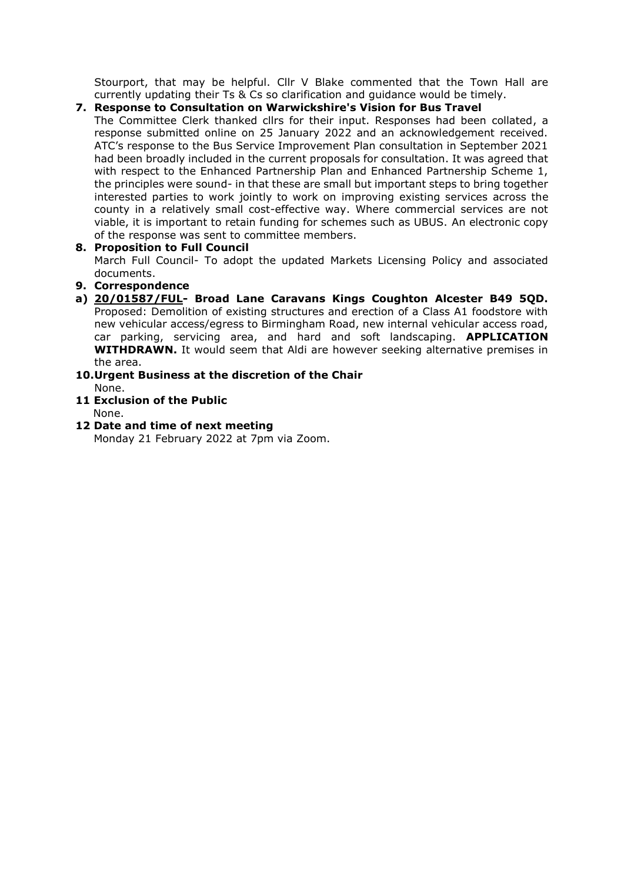Stourport, that may be helpful. Cllr V Blake commented that the Town Hall are currently updating their Ts & Cs so clarification and guidance would be timely.

**7. Response to Consultation on Warwickshire's Vision for Bus Travel**

The Committee Clerk thanked cllrs for their input. Responses had been collated, a response submitted online on 25 January 2022 and an acknowledgement received. ATC's response to the Bus Service Improvement Plan consultation in September 2021 had been broadly included in the current proposals for consultation. It was agreed that with respect to the Enhanced Partnership Plan and Enhanced Partnership Scheme 1, the principles were sound- in that these are small but important steps to bring together interested parties to work jointly to work on improving existing services across the county in a relatively small cost-effective way. Where commercial services are not viable, it is important to retain funding for schemes such as UBUS. An electronic copy of the response was sent to committee members.

**8. Proposition to Full Council**

March Full Council- To adopt the updated Markets Licensing Policy and associated documents.

**9. Correspondence**

**a) 20/01587/FUL- Broad Lane Caravans Kings Coughton Alcester B49 5QD.** Proposed: Demolition of existing structures and erection of a Class A1 foodstore with new vehicular access/egress to Birmingham Road, new internal vehicular access road, car parking, servicing area, and hard and soft landscaping. **APPLICATION WITHDRAWN.** It would seem that Aldi are however seeking alternative premises in the area.

**10. Urgent Business at the discretion of the Chair**

None.

**11 Exclusion of the Public**

None.

**12 Date and time of next meeting**

Monday 21 February 2022 at 7pm via Zoom.